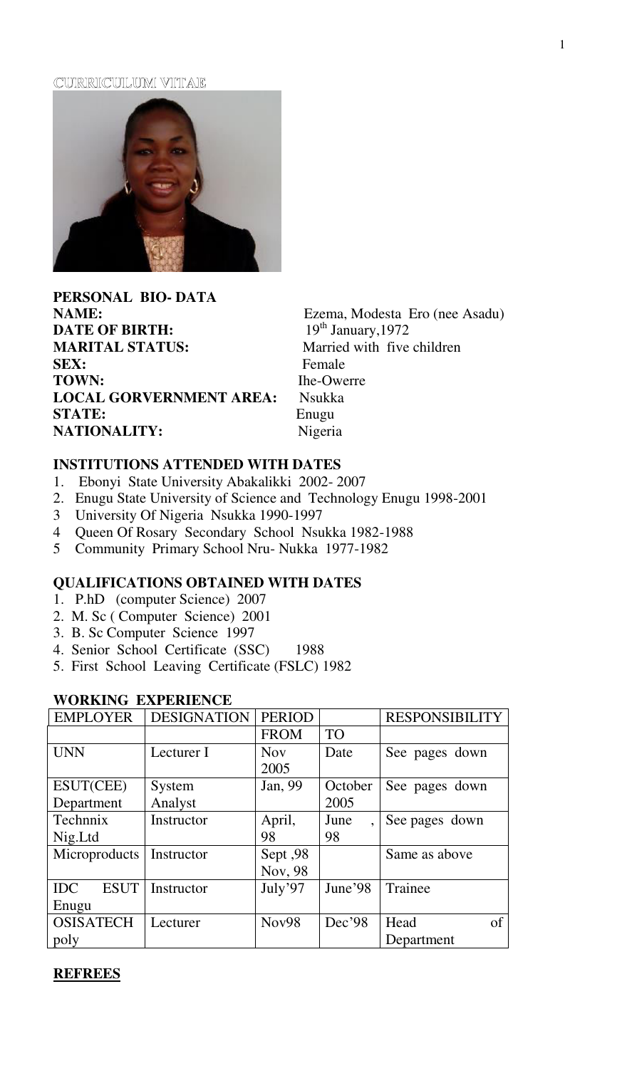CURRICULUM VITAE

**PERSONAL BIO- DATA**

**NAME:** Ezema, Modesta Ero (nee Asadu)
**DATE OF BIRTH:** 19th January,1972
**MARITAL STATUS:** Married with five children
**SEX:** Female
**TOWN:** Ihe-Owerre
**LOCAL GORVERNMENT AREA:** Nsukka
**STATE:** Enugu
**NATIONALITY:** Nigeria

## INSTITUTIONS ATTENDED WITH DATES

1. Ebonyi State University Abakalikki 2002- 2007
2. Enugu State University of Science and Technology Enugu 1998-2001
3. University Of Nigeria Nsukka 1990-1997
4. Queen Of Rosary Secondary School Nsukka 1982-1988
5. Community Primary School Nru- Nukka 1977-1982

## QUALIFICATIONS OBTAINED WITH DATES

1. P.hD (computer Science) 2007
2. M. Sc ( Computer Science) 2001
3. B. Sc Computer Science 1997
4. Senior School Certificate (SSC) 1988
5. First School Leaving Certificate (FSLC) 1982

## WORKING EXPERIENCE

| EMPLOYER | DESIGNATION | PERIOD | | RESPONSIBILITY |
|---|---|---|---|---|
| | | FROM | TO | |
| UNN | Lecturer I | Nov 2005 | Date | See pages down |
| ESUT(CEE) Department | System Analyst | Jan, 99 | October 2005 | See pages down |
| Technnix Nig.Ltd | Instructor | April, 98 | June , 98 | See pages down |
| Microproducts | Instructor | Sept ,98 Nov, 98 | | Same as above |
| IDC ESUT Enugu | Instructor | July'97 | June'98 | Trainee |
| OSISATECH poly | Lecturer | Nov98 | Dec'98 | Head of Department |

## REFREES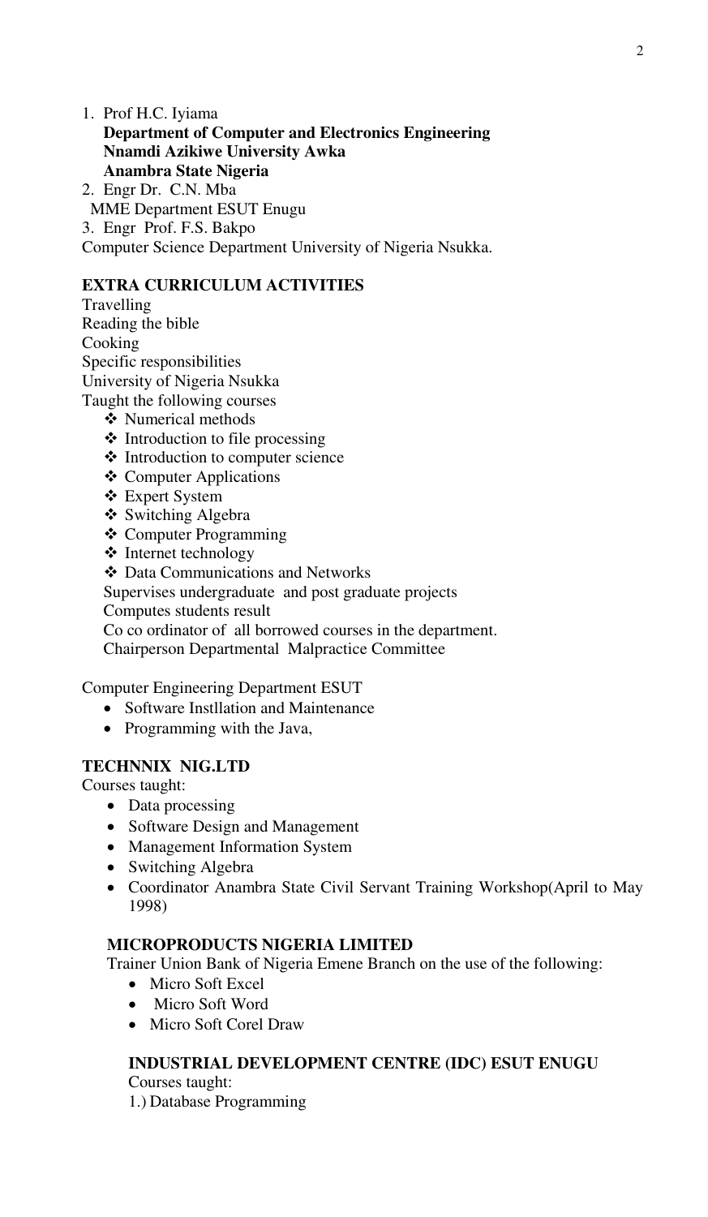1. Prof H.C. Iyiama
   **Department of Computer and Electronics Engineering**
   **Nnamdi Azikiwe University Awka**
   **Anambra State Nigeria**
2. Engr Dr. C.N. Mba
   MME Department ESUT Enugu
3. Engr Prof. F.S. Bakpo
   Computer Science Department University of Nigeria Nsukka.

**EXTRA CURRICULUM ACTIVITIES**

Travelling
Reading the bible
Cooking
Specific responsibilities
University of Nigeria Nsukka
Taught the following courses

- Numerical methods
- Introduction to file processing
- Introduction to computer science
- Computer Applications
- Expert System
- Switching Algebra
- Computer Programming
- Internet technology
- Data Communications and Networks

Supervises undergraduate and post graduate projects
Computes students result
Co co ordinator of all borrowed courses in the department.
Chairperson Departmental Malpractice Committee

Computer Engineering Department ESUT

- Software Instllation and Maintenance
- Programming with the Java,

**TECHNNIX NIG.LTD**

Courses taught:

- Data processing
- Software Design and Management
- Management Information System
- Switching Algebra
- Coordinator Anambra State Civil Servant Training Workshop(April to May 1998)

**MICROPRODUCTS NIGERIA LIMITED**

Trainer Union Bank of Nigeria Emene Branch on the use of the following:

- Micro Soft Excel
- Micro Soft Word
- Micro Soft Corel Draw

**INDUSTRIAL DEVELOPMENT CENTRE (IDC) ESUT ENUGU**

Courses taught:

1.) Database Programming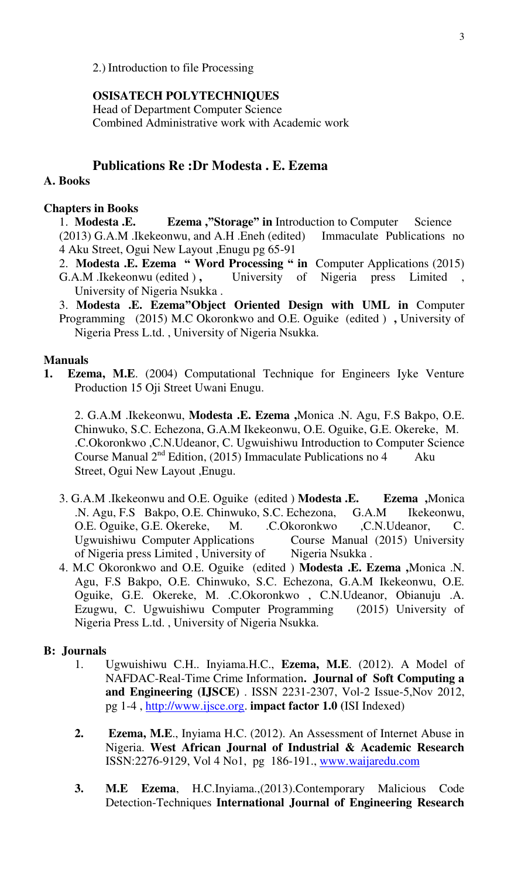2.) Introduction to file Processing

**OSISATECH POLYTECHNIQUES**
Head of Department Computer Science
Combined Administrative work with Academic work

## Publications Re :Dr Modesta . E. Ezema

### A. Books

#### Chapters in Books

1. **Modesta .E. Ezema ,"Storage" in** Introduction to Computer Science (2013) G.A.M .Ikekeonwu, and A.H .Eneh (edited) Immaculate Publications no 4 Aku Street, Ogui New Layout ,Enugu pg 65-91
2. **Modesta .E. Ezema " Word Processing " in** Computer Applications (2015) G.A.M .Ikekeonwu (edited ) **,** University of Nigeria press Limited , University of Nigeria Nsukka .
3. **Modesta .E. Ezema"Object Oriented Design with UML in** Computer Programming (2015) M.C Okoronkwo and O.E. Oguike (edited ) **,** University of Nigeria Press L.td. , University of Nigeria Nsukka.

#### Manuals

1. **Ezema, M.E**. (2004) Computational Technique for Engineers Iyke Venture Production 15 Oji Street Uwani Enugu.
2. G.A.M .Ikekeonwu, **Modesta .E. Ezema ,**Monica .N. Agu, F.S Bakpo, O.E. Chinwuko, S.C. Echezona, G.A.M Ikekeonwu, O.E. Oguike, G.E. Okereke, M. .C.Okoronkwo ,C.N.Udeanor, C. Ugwuishiwu Introduction to Computer Science Course Manual 2nd Edition, (2015) Immaculate Publications no 4 Aku Street, Ogui New Layout ,Enugu.
3. G.A.M .Ikekeonwu and O.E. Oguike (edited ) **Modesta .E. Ezema ,**Monica .N. Agu, F.S Bakpo, O.E. Chinwuko, S.C. Echezona, G.A.M Ikekeonwu, O.E. Oguike, G.E. Okereke, M. .C.Okoronkwo ,C.N.Udeanor, C. Ugwuishiwu Computer Applications Course Manual (2015) University of Nigeria press Limited , University of Nigeria Nsukka .
4. M.C Okoronkwo and O.E. Oguike (edited ) **Modesta .E. Ezema ,**Monica .N. Agu, F.S Bakpo, O.E. Chinwuko, S.C. Echezona, G.A.M Ikekeonwu, O.E. Oguike, G.E. Okereke, M. .C.Okoronkwo , C.N.Udeanor, Obianuju .A. Ezugwu, C. Ugwuishiwu Computer Programming (2015) University of Nigeria Press L.td. , University of Nigeria Nsukka.

### B: Journals

1. Ugwuishiwu C.H.. Inyiama.H.C., **Ezema, M.E**. (2012). A Model of NAFDAC-Real-Time Crime Information**. Journal of Soft Computing a and Engineering (IJSCE)** . ISSN 2231-2307, Vol-2 Issue-5,Nov 2012, pg 1-4 , http://www.ijsce.org. **impact factor 1.0 (**ISI Indexed)
2. **Ezema, M.E**., Inyiama H.C. (2012). An Assessment of Internet Abuse in Nigeria. **West African Journal of Industrial & Academic Research** ISSN:2276-9129, Vol 4 No1, pg 186-191., www.waijaredu.com
3. **M.E Ezema**, H.C.Inyiama.,(2013).Contemporary Malicious Code Detection-Techniques **International Journal of Engineering Research**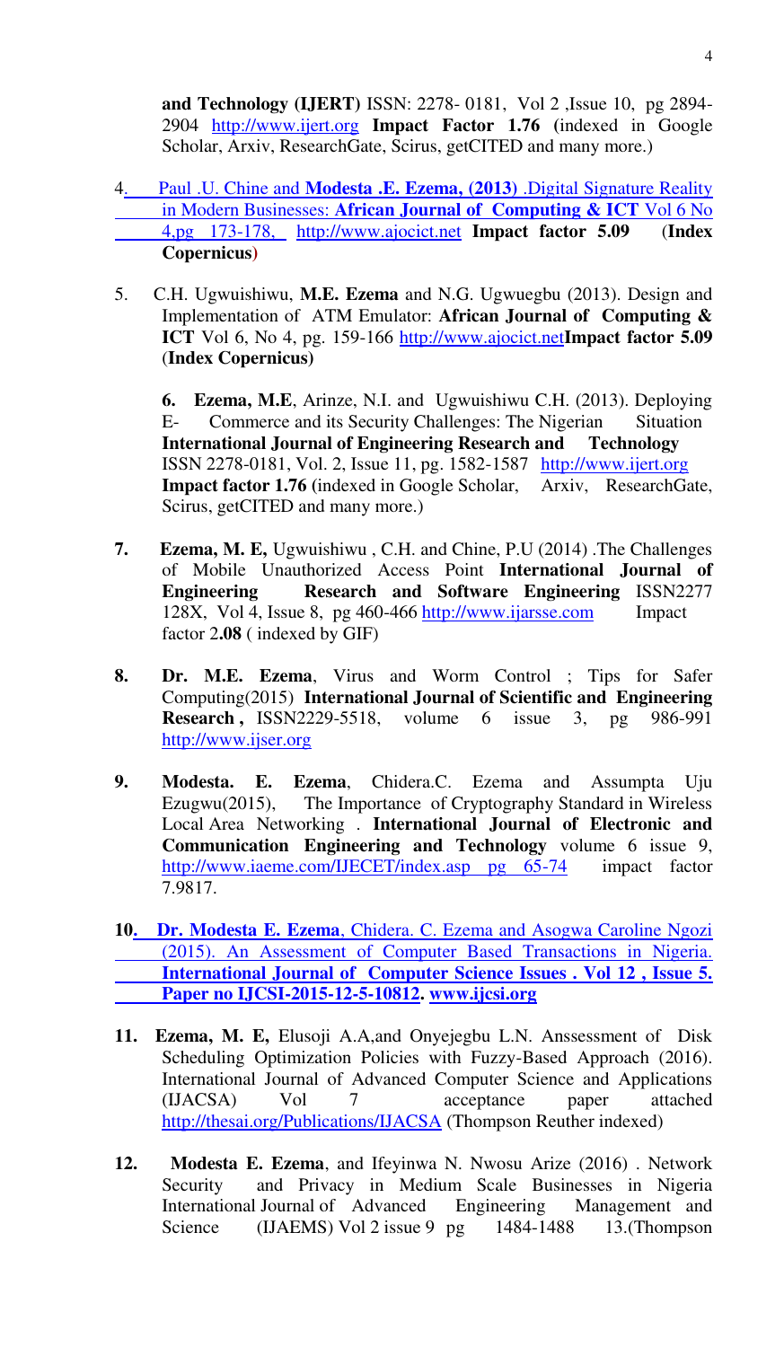**and Technology (IJERT)** ISSN: 2278- 0181, Vol 2 ,Issue 10, pg 2894-2904 http://www.ijert.org **Impact Factor 1.76** (indexed in Google Scholar, Arxiv, ResearchGate, Scirus, getCITED and many more.)

4. Paul .U. Chine and **Modesta .E. Ezema, (2013)** .Digital Signature Reality in Modern Businesses: **African Journal of Computing & ICT** Vol 6 No 4,pg 173-178, http://www.ajocict.net **Impact factor 5.09** (**Index Copernicus**)

5. C.H. Ugwuishiwu, **M.E. Ezema** and N.G. Ugwuegbu (2013). Design and Implementation of ATM Emulator: **African Journal of Computing & ICT** Vol 6, No 4, pg. 159-166 http://www.ajocict.net**Impact factor 5.09** (**Index Copernicus**)

**6. Ezema, M.E**, Arinze, N.I. and Ugwuishiwu C.H. (2013). Deploying E- Commerce and its Security Challenges: The Nigerian Situation **International Journal of Engineering Research and Technology** ISSN 2278-0181, Vol. 2, Issue 11, pg. 1582-1587 http://www.ijert.org **Impact factor 1.76** (indexed in Google Scholar, Arxiv, ResearchGate, Scirus, getCITED and many more.)

**7. Ezema, M. E,** Ugwuishiwu , C.H. and Chine, P.U (2014) .The Challenges of Mobile Unauthorized Access Point **International Journal of Engineering Research and Software Engineering** ISSN2277 128X, Vol 4, Issue 8, pg 460-466 http://www.ijarsse.com Impact factor 2**.08** ( indexed by GIF)

**8. Dr. M.E. Ezema**, Virus and Worm Control ; Tips for Safer Computing(2015) **International Journal of Scientific and Engineering Research ,** ISSN2229-5518, volume 6 issue 3, pg 986-991 http://www.ijser.org

**9. Modesta. E. Ezema**, Chidera.C. Ezema and Assumpta Uju Ezugwu(2015), The Importance of Cryptography Standard in Wireless Local Area Networking . **International Journal of Electronic and Communication Engineering and Technology** volume 6 issue 9, http://www.iaeme.com/IJECET/index.asp pg 65-74 impact factor 7.9817.

**10. Dr. Modesta E. Ezema**, Chidera. C. Ezema and Asogwa Caroline Ngozi (2015). An Assessment of Computer Based Transactions in Nigeria. **International Journal of Computer Science Issues . Vol 12 , Issue 5. Paper no IJCSI-2015-12-5-10812. www.ijcsi.org**

**11. Ezema, M. E,** Elusoji A.A,and Onyejegbu L.N. Anssessment of Disk Scheduling Optimization Policies with Fuzzy-Based Approach (2016). International Journal of Advanced Computer Science and Applications (IJACSA) Vol 7 acceptance paper attached http://thesai.org/Publications/IJACSA (Thompson Reuther indexed)

**12. Modesta E. Ezema**, and Ifeyinwa N. Nwosu Arize (2016) . Network Security and Privacy in Medium Scale Businesses in Nigeria International Journal of Advanced Engineering Management and Science (IJAEMS) Vol 2 issue 9 pg 1484-1488 13.(Thompson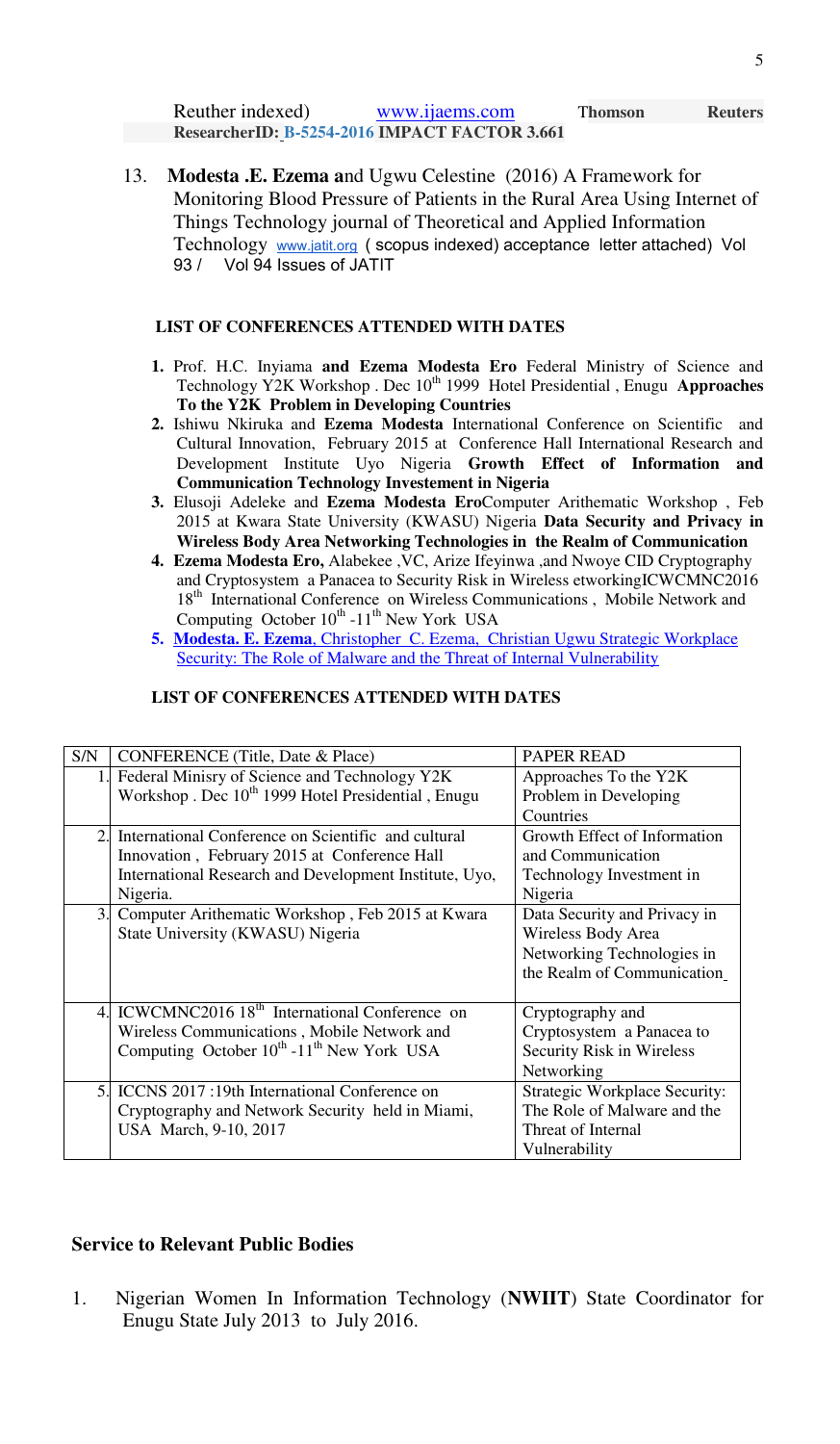Reuther indexed) www.ijaems.com **Thomson Reuters ResearcherID: B-5254-2016 IMPACT FACTOR 3.661**

13. **Modesta .E. Ezema a**nd Ugwu Celestine (2016) A Framework for Monitoring Blood Pressure of Patients in the Rural Area Using Internet of Things Technology journal of Theoretical and Applied Information Technology www.jatit.org ( scopus indexed) acceptance letter attached) Vol 93 / Vol 94 Issues of JATIT

**LIST OF CONFERENCES ATTENDED WITH DATES**

1. Prof. H.C. Inyiama **and Ezema Modesta Ero** Federal Ministry of Science and Technology Y2K Workshop . Dec 10th 1999 Hotel Presidential , Enugu **Approaches To the Y2K Problem in Developing Countries**
2. Ishiwu Nkiruka and **Ezema Modesta** International Conference on Scientific and Cultural Innovation, February 2015 at Conference Hall International Research and Development Institute Uyo Nigeria **Growth Effect of Information and Communication Technology Investement in Nigeria**
3. Elusoji Adeleke and **Ezema Modesta Ero**Computer Arithematic Workshop , Feb 2015 at Kwara State University (KWASU) Nigeria **Data Security and Privacy in Wireless Body Area Networking Technologies in the Realm of Communication**
4. **Ezema Modesta Ero,** Alabekee ,VC, Arize Ifeyinwa ,and Nwoye CID Cryptography and Cryptosystem a Panacea to Security Risk in Wireless etworkingICWCMNC2016 18th International Conference on Wireless Communications , Mobile Network and Computing October 10th -11th New York USA
5. **Modesta. E. Ezema**, Christopher C. Ezema, Christian Ugwu Strategic Workplace Security: The Role of Malware and the Threat of Internal Vulnerability

**LIST OF CONFERENCES ATTENDED WITH DATES**

| S/N | CONFERENCE (Title, Date & Place) | PAPER READ |
|---|---|---|
| 1. | Federal Minisry of Science and Technology Y2K Workshop . Dec 10th 1999 Hotel Presidential , Enugu | Approaches To the Y2K Problem in Developing Countries |
| 2. | International Conference on Scientific and cultural Innovation , February 2015 at Conference Hall International Research and Development Institute, Uyo, Nigeria. | Growth Effect of Information and Communication Technology Investment in Nigeria |
| 3. | Computer Arithematic Workshop , Feb 2015 at Kwara State University (KWASU) Nigeria | Data Security and Privacy in Wireless Body Area Networking Technologies in the Realm of Communication |
| 4. | ICWCMNC2016 18th International Conference on Wireless Communications , Mobile Network and Computing October 10th -11th New York USA | Cryptography and Cryptosystem a Panacea to Security Risk in Wireless Networking |
| 5. | ICCNS 2017 :19th International Conference on Cryptography and Network Security held in Miami, USA March, 9-10, 2017 | Strategic Workplace Security: The Role of Malware and the Threat of Internal Vulnerability |

**Service to Relevant Public Bodies**

1. Nigerian Women In Information Technology (**NWIIT**) State Coordinator for Enugu State July 2013 to July 2016.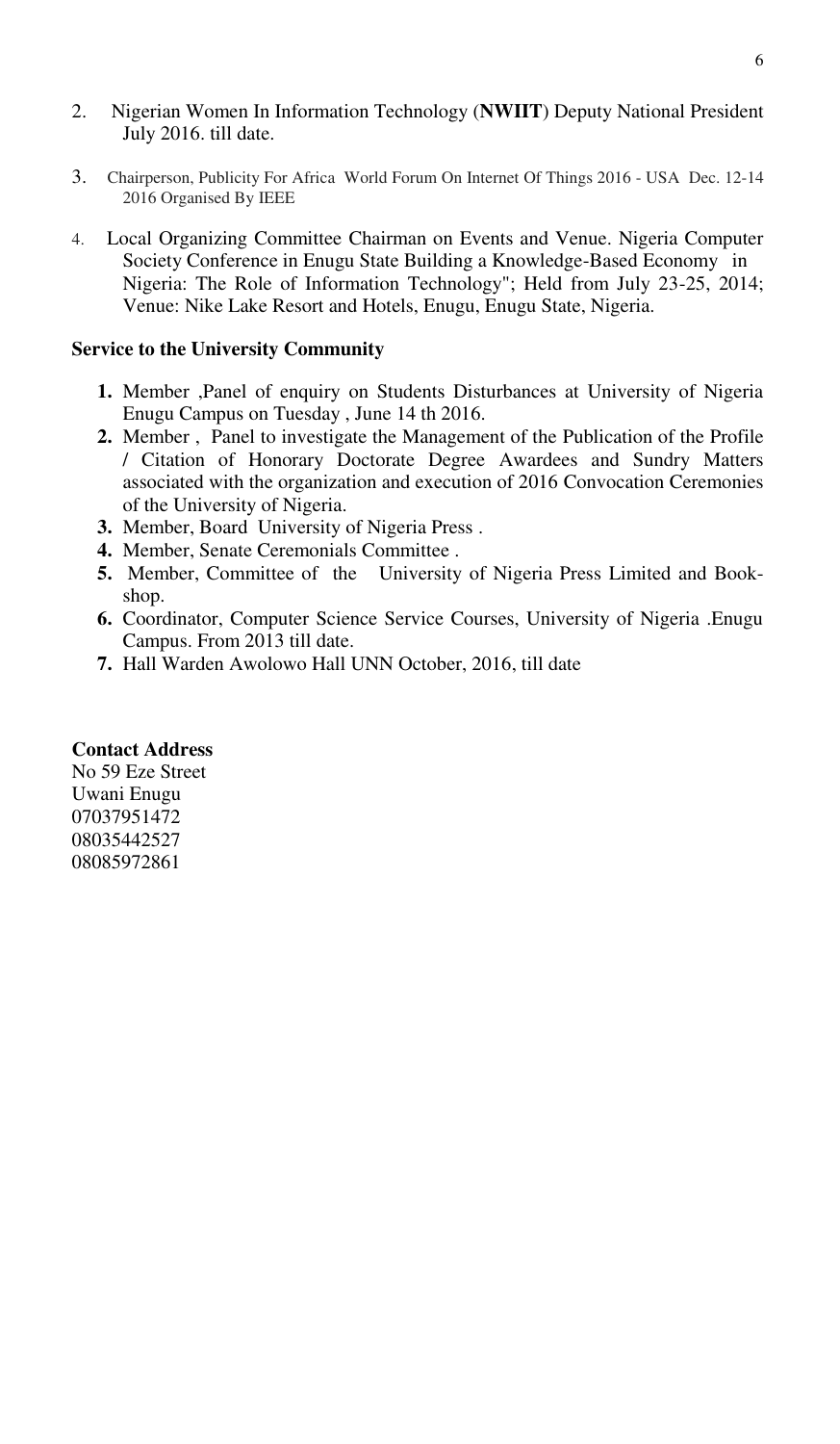2. Nigerian Women In Information Technology (**NWIIT**) Deputy National President July 2016. till date.

3. Chairperson, Publicity For Africa World Forum On Internet Of Things 2016 - USA Dec. 12-14 2016 Organised By IEEE

4. Local Organizing Committee Chairman on Events and Venue. Nigeria Computer Society Conference in Enugu State Building a Knowledge-Based Economy in Nigeria: The Role of Information Technology"; Held from July 23-25, 2014; Venue: Nike Lake Resort and Hotels, Enugu, Enugu State, Nigeria.

**Service to the University Community**

1. Member ,Panel of enquiry on Students Disturbances at University of Nigeria Enugu Campus on Tuesday , June 14 th 2016.
2. Member , Panel to investigate the Management of the Publication of the Profile / Citation of Honorary Doctorate Degree Awardees and Sundry Matters associated with the organization and execution of 2016 Convocation Ceremonies of the University of Nigeria.
3. Member, Board University of Nigeria Press .
4. Member, Senate Ceremonials Committee .
5. Member, Committee of the University of Nigeria Press Limited and Book-shop.
6. Coordinator, Computer Science Service Courses, University of Nigeria .Enugu Campus. From 2013 till date.
7. Hall Warden Awolowo Hall UNN October, 2016, till date

**Contact Address**
No 59 Eze Street
Uwani Enugu
07037951472
08035442527
08085972861